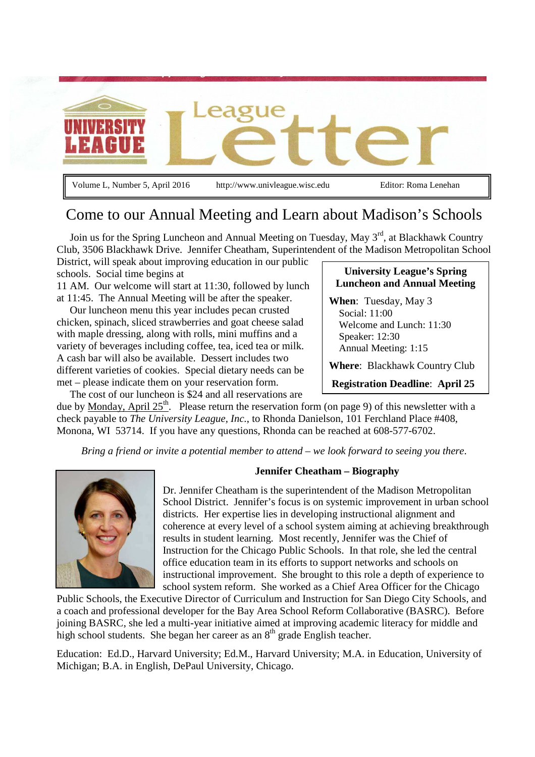# University League — League Letter

Volume L, Number 5, April 2016 | http://www.univleague.wisc.edu | Editor: Roma Lenehan

## Come to our Annual Meeting and Learn about Madison's Schools

Join us for the Spring Luncheon and Annual Meeting on Tuesday, May 3rd, at Blackhawk Country Club, 3506 Blackhawk Drive. Jennifer Cheatham, Superintendent of the Madison Metropolitan School District, will speak about improving education in our public schools. Social time begins at 11 AM. Our welcome will start at 11:30, followed by lunch at 11:45. The Annual Meeting will be after the speaker.

Our luncheon menu this year includes pecan crusted chicken, spinach, sliced strawberries and goat cheese salad with maple dressing, along with rolls, mini muffins and a variety of beverages including coffee, tea, iced tea or milk. A cash bar will also be available. Dessert includes two different varieties of cookies. Special dietary needs can be met – please indicate them on your reservation form.

The cost of our luncheon is $24 and all reservations are due by Monday, April 25th. Please return the reservation form (on page 9) of this newsletter with a check payable to *The University League, Inc.*, to Rhonda Danielson, 101 Ferchland Place #408, Monona, WI 53714. If you have any questions, Rhonda can be reached at 608-577-6702.

**University League's Spring Luncheon and Annual Meeting**

**When**: Tuesday, May 3
- Social: 11:00
- Welcome and Lunch: 11:30
- Speaker: 12:30
- Annual Meeting: 1:15

**Where**: Blackhawk Country Club

**Registration Deadline**: **April 25**

*Bring a friend or invite a potential member to attend – we look forward to seeing you there.*

### Jennifer Cheatham – Biography

Dr. Jennifer Cheatham is the superintendent of the Madison Metropolitan School District. Jennifer's focus is on systemic improvement in urban school districts. Her expertise lies in developing instructional alignment and coherence at every level of a school system aiming at achieving breakthrough results in student learning. Most recently, Jennifer was the Chief of Instruction for the Chicago Public Schools. In that role, she led the central office education team in its efforts to support networks and schools on instructional improvement. She brought to this role a depth of experience to school system reform. She worked as a Chief Area Officer for the Chicago Public Schools, the Executive Director of Curriculum and Instruction for San Diego City Schools, and a coach and professional developer for the Bay Area School Reform Collaborative (BASRC). Before joining BASRC, she led a multi-year initiative aimed at improving academic literacy for middle and high school students. She began her career as an 8th grade English teacher.

Education: Ed.D., Harvard University; Ed.M., Harvard University; M.A. in Education, University of Michigan; B.A. in English, DePaul University, Chicago.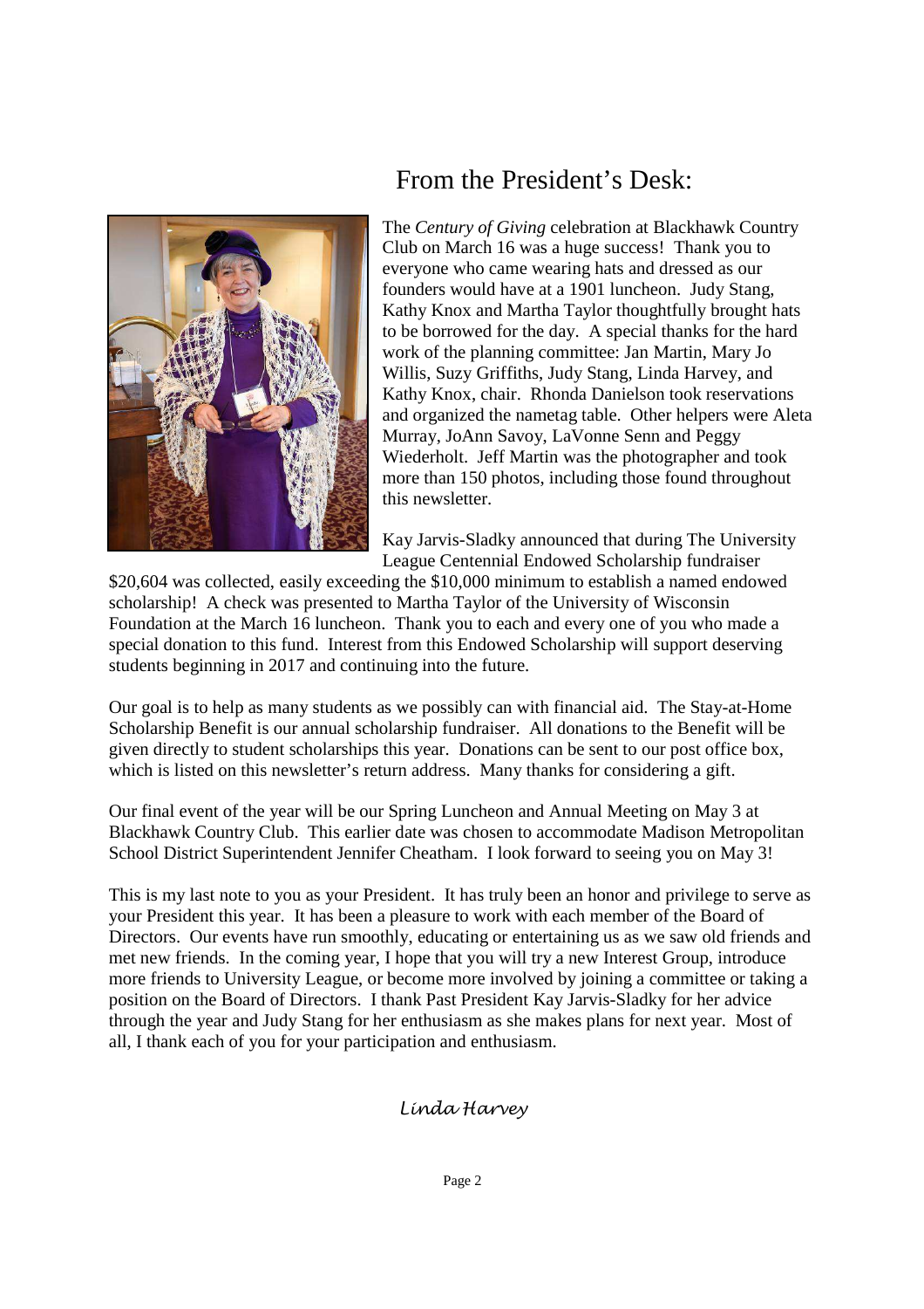# From the President's Desk:

The *Century of Giving* celebration at Blackhawk Country Club on March 16 was a huge success! Thank you to everyone who came wearing hats and dressed as our founders would have at a 1901 luncheon. Judy Stang, Kathy Knox and Martha Taylor thoughtfully brought hats to be borrowed for the day. A special thanks for the hard work of the planning committee: Jan Martin, Mary Jo Willis, Suzy Griffiths, Judy Stang, Linda Harvey, and Kathy Knox, chair. Rhonda Danielson took reservations and organized the nametag table. Other helpers were Aleta Murray, JoAnn Savoy, LaVonne Senn and Peggy Wiederholt. Jeff Martin was the photographer and took more than 150 photos, including those found throughout this newsletter.

Kay Jarvis-Sladky announced that during The University League Centennial Endowed Scholarship fundraiser $20,604 was collected, easily exceeding the $10,000 minimum to establish a named endowed scholarship! A check was presented to Martha Taylor of the University of Wisconsin Foundation at the March 16 luncheon. Thank you to each and every one of you who made a special donation to this fund. Interest from this Endowed Scholarship will support deserving students beginning in 2017 and continuing into the future.

Our goal is to help as many students as we possibly can with financial aid. The Stay-at-Home Scholarship Benefit is our annual scholarship fundraiser. All donations to the Benefit will be given directly to student scholarships this year. Donations can be sent to our post office box, which is listed on this newsletter's return address. Many thanks for considering a gift.

Our final event of the year will be our Spring Luncheon and Annual Meeting on May 3 at Blackhawk Country Club. This earlier date was chosen to accommodate Madison Metropolitan School District Superintendent Jennifer Cheatham. I look forward to seeing you on May 3!

This is my last note to you as your President. It has truly been an honor and privilege to serve as your President this year. It has been a pleasure to work with each member of the Board of Directors. Our events have run smoothly, educating or entertaining us as we saw old friends and met new friends. In the coming year, I hope that you will try a new Interest Group, introduce more friends to University League, or become more involved by joining a committee or taking a position on the Board of Directors. I thank Past President Kay Jarvis-Sladky for her advice through the year and Judy Stang for her enthusiasm as she makes plans for next year. Most of all, I thank each of you for your participation and enthusiasm.

*Linda Harvey*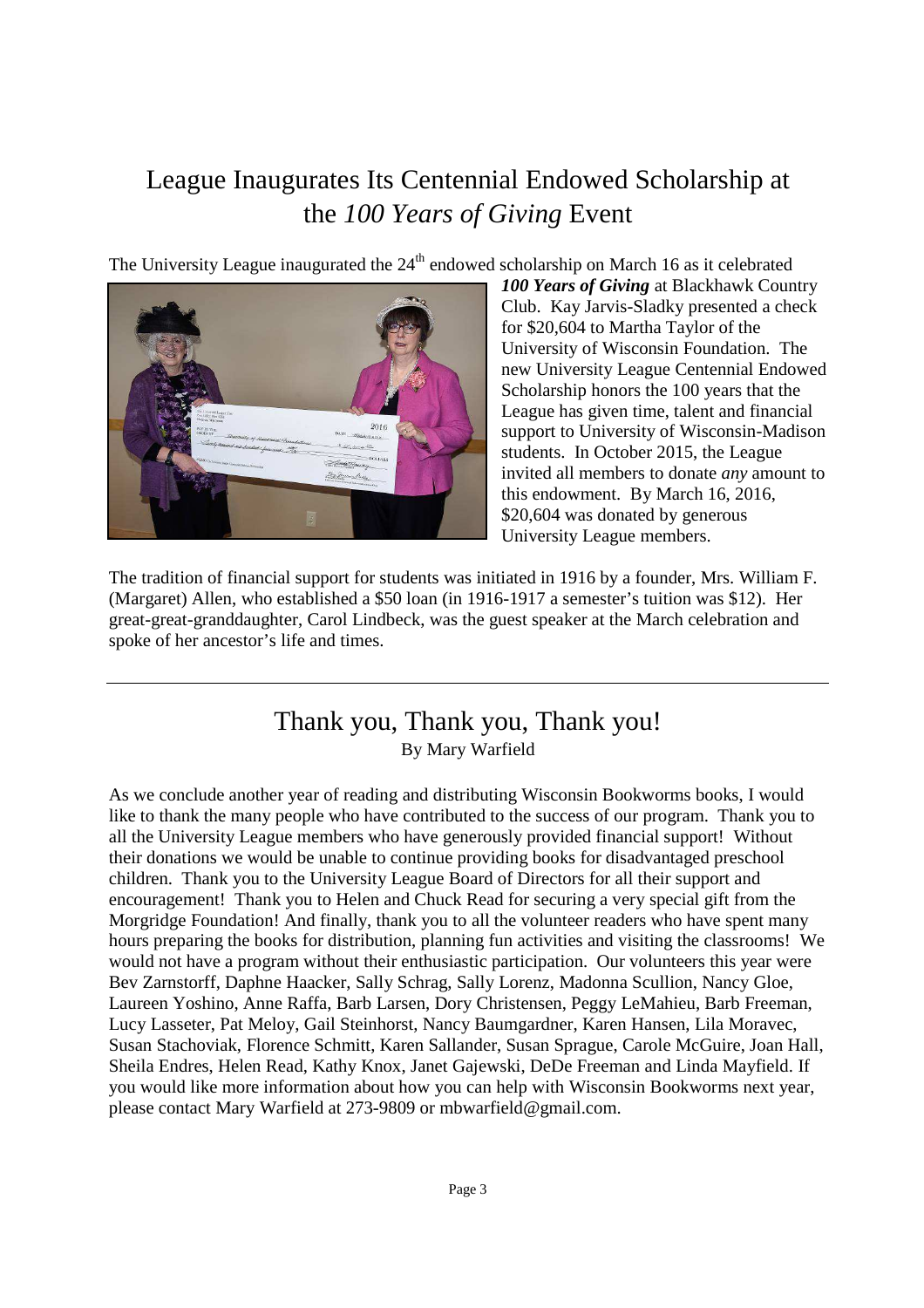# League Inaugurates Its Centennial Endowed Scholarship at the *100 Years of Giving* Event

The University League inaugurated the 24th endowed scholarship on March 16 as it celebrated ***100 Years of Giving*** at Blackhawk Country Club. Kay Jarvis-Sladky presented a check for $20,604 to Martha Taylor of the University of Wisconsin Foundation. The new University League Centennial Endowed Scholarship honors the 100 years that the League has given time, talent and financial support to University of Wisconsin-Madison students. In October 2015, the League invited all members to donate *any* amount to this endowment. By March 16, 2016, $20,604 was donated by generous University League members.

The tradition of financial support for students was initiated in 1916 by a founder, Mrs. William F. (Margaret) Allen, who established a $50 loan (in 1916-1917 a semester's tuition was $12). Her great-great-granddaughter, Carol Lindbeck, was the guest speaker at the March celebration and spoke of her ancestor's life and times.

---

# Thank you, Thank you, Thank you!

By Mary Warfield

As we conclude another year of reading and distributing Wisconsin Bookworms books, I would like to thank the many people who have contributed to the success of our program. Thank you to all the University League members who have generously provided financial support! Without their donations we would be unable to continue providing books for disadvantaged preschool children. Thank you to the University League Board of Directors for all their support and encouragement! Thank you to Helen and Chuck Read for securing a very special gift from the Morgridge Foundation! And finally, thank you to all the volunteer readers who have spent many hours preparing the books for distribution, planning fun activities and visiting the classrooms! We would not have a program without their enthusiastic participation. Our volunteers this year were Bev Zarnstorff, Daphne Haacker, Sally Schrag, Sally Lorenz, Madonna Scullion, Nancy Gloe, Laureen Yoshino, Anne Raffa, Barb Larsen, Dory Christensen, Peggy LeMahieu, Barb Freeman, Lucy Lasseter, Pat Meloy, Gail Steinhorst, Nancy Baumgardner, Karen Hansen, Lila Moravec, Susan Stachoviak, Florence Schmitt, Karen Sallander, Susan Sprague, Carole McGuire, Joan Hall, Sheila Endres, Helen Read, Kathy Knox, Janet Gajewski, DeDe Freeman and Linda Mayfield. If you would like more information about how you can help with Wisconsin Bookworms next year, please contact Mary Warfield at 273-9809 or mbwarfield@gmail.com.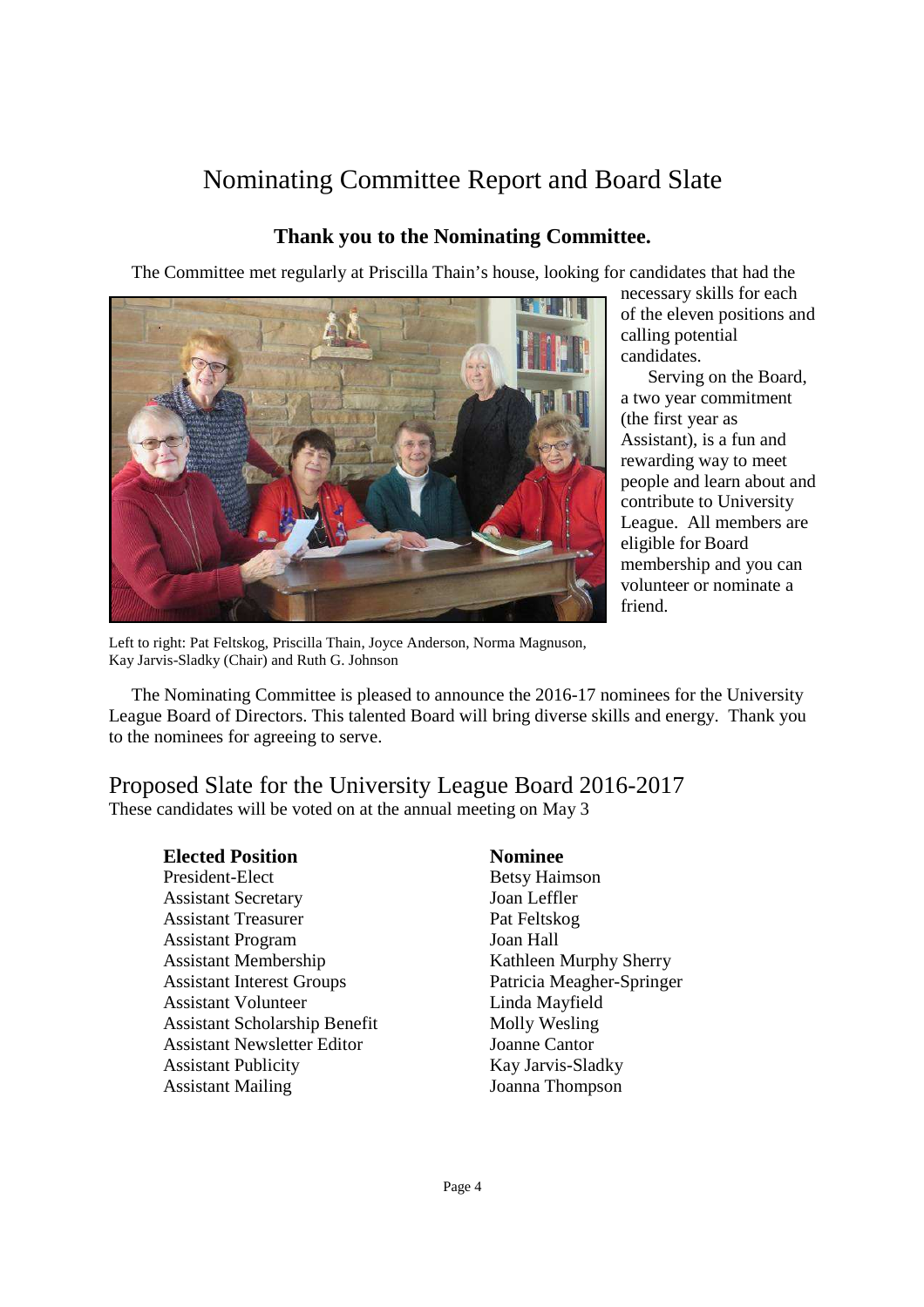# Nominating Committee Report and Board Slate

### Thank you to the Nominating Committee.

The Committee met regularly at Priscilla Thain's house, looking for candidates that had the necessary skills for each of the eleven positions and calling potential candidates.

Serving on the Board, a two year commitment (the first year as Assistant), is a fun and rewarding way to meet people and learn about and contribute to University League. All members are eligible for Board membership and you can volunteer or nominate a friend.

Left to right: Pat Feltskog, Priscilla Thain, Joyce Anderson, Norma Magnuson, Kay Jarvis-Sladky (Chair) and Ruth G. Johnson

The Nominating Committee is pleased to announce the 2016-17 nominees for the University League Board of Directors. This talented Board will bring diverse skills and energy. Thank you to the nominees for agreeing to serve.

## Proposed Slate for the University League Board 2016-2017

These candidates will be voted on at the annual meeting on May 3

| Elected Position | Nominee |
|---|---|
| President-Elect | Betsy Haimson |
| Assistant Secretary | Joan Leffler |
| Assistant Treasurer | Pat Feltskog |
| Assistant Program | Joan Hall |
| Assistant Membership | Kathleen Murphy Sherry |
| Assistant Interest Groups | Patricia Meagher-Springer |
| Assistant Volunteer | Linda Mayfield |
| Assistant Scholarship Benefit | Molly Wesling |
| Assistant Newsletter Editor | Joanne Cantor |
| Assistant Publicity | Kay Jarvis-Sladky |
| Assistant Mailing | Joanna Thompson |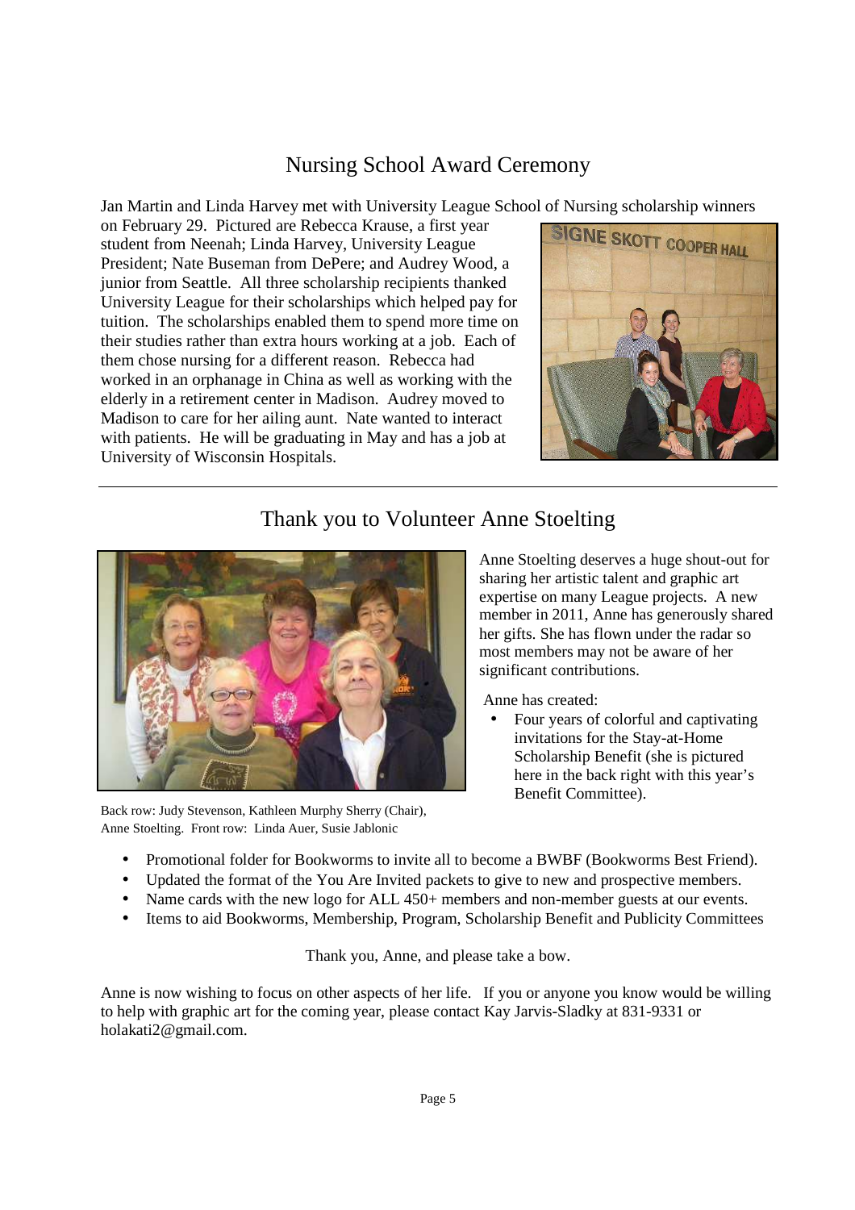## Nursing School Award Ceremony

Jan Martin and Linda Harvey met with University League School of Nursing scholarship winners on February 29. Pictured are Rebecca Krause, a first year student from Neenah; Linda Harvey, University League President; Nate Buseman from DePere; and Audrey Wood, a junior from Seattle. All three scholarship recipients thanked University League for their scholarships which helped pay for tuition. The scholarships enabled them to spend more time on their studies rather than extra hours working at a job. Each of them chose nursing for a different reason. Rebecca had worked in an orphanage in China as well as working with the elderly in a retirement center in Madison. Audrey moved to Madison to care for her ailing aunt. Nate wanted to interact with patients. He will be graduating in May and has a job at University of Wisconsin Hospitals.

---

## Thank you to Volunteer Anne Stoelting

Back row: Judy Stevenson, Kathleen Murphy Sherry (Chair), Anne Stoelting. Front row: Linda Auer, Susie Jablonic

Anne Stoelting deserves a huge shout-out for sharing her artistic talent and graphic art expertise on many League projects. A new member in 2011, Anne has generously shared her gifts. She has flown under the radar so most members may not be aware of her significant contributions.

Anne has created:

- Four years of colorful and captivating invitations for the Stay-at-Home Scholarship Benefit (she is pictured here in the back right with this year's Benefit Committee).
- Promotional folder for Bookworms to invite all to become a BWBF (Bookworms Best Friend).
- Updated the format of the You Are Invited packets to give to new and prospective members.
- Name cards with the new logo for ALL 450+ members and non-member guests at our events.
- Items to aid Bookworms, Membership, Program, Scholarship Benefit and Publicity Committees

Thank you, Anne, and please take a bow.

Anne is now wishing to focus on other aspects of her life. If you or anyone you know would be willing to help with graphic art for the coming year, please contact Kay Jarvis-Sladky at 831-9331 or holakati2@gmail.com.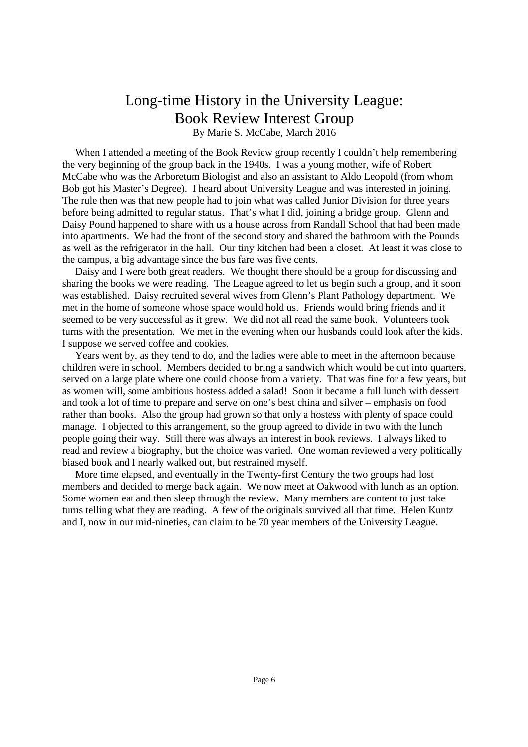# Long-time History in the University League: Book Review Interest Group

By Marie S. McCabe, March 2016

When I attended a meeting of the Book Review group recently I couldn't help remembering the very beginning of the group back in the 1940s. I was a young mother, wife of Robert McCabe who was the Arboretum Biologist and also an assistant to Aldo Leopold (from whom Bob got his Master's Degree). I heard about University League and was interested in joining. The rule then was that new people had to join what was called Junior Division for three years before being admitted to regular status. That's what I did, joining a bridge group. Glenn and Daisy Pound happened to share with us a house across from Randall School that had been made into apartments. We had the front of the second story and shared the bathroom with the Pounds as well as the refrigerator in the hall. Our tiny kitchen had been a closet. At least it was close to the campus, a big advantage since the bus fare was five cents.

Daisy and I were both great readers. We thought there should be a group for discussing and sharing the books we were reading. The League agreed to let us begin such a group, and it soon was established. Daisy recruited several wives from Glenn's Plant Pathology department. We met in the home of someone whose space would hold us. Friends would bring friends and it seemed to be very successful as it grew. We did not all read the same book. Volunteers took turns with the presentation. We met in the evening when our husbands could look after the kids. I suppose we served coffee and cookies.

Years went by, as they tend to do, and the ladies were able to meet in the afternoon because children were in school. Members decided to bring a sandwich which would be cut into quarters, served on a large plate where one could choose from a variety. That was fine for a few years, but as women will, some ambitious hostess added a salad! Soon it became a full lunch with dessert and took a lot of time to prepare and serve on one's best china and silver – emphasis on food rather than books. Also the group had grown so that only a hostess with plenty of space could manage. I objected to this arrangement, so the group agreed to divide in two with the lunch people going their way. Still there was always an interest in book reviews. I always liked to read and review a biography, but the choice was varied. One woman reviewed a very politically biased book and I nearly walked out, but restrained myself.

More time elapsed, and eventually in the Twenty-first Century the two groups had lost members and decided to merge back again. We now meet at Oakwood with lunch as an option. Some women eat and then sleep through the review. Many members are content to just take turns telling what they are reading. A few of the originals survived all that time. Helen Kuntz and I, now in our mid-nineties, can claim to be 70 year members of the University League.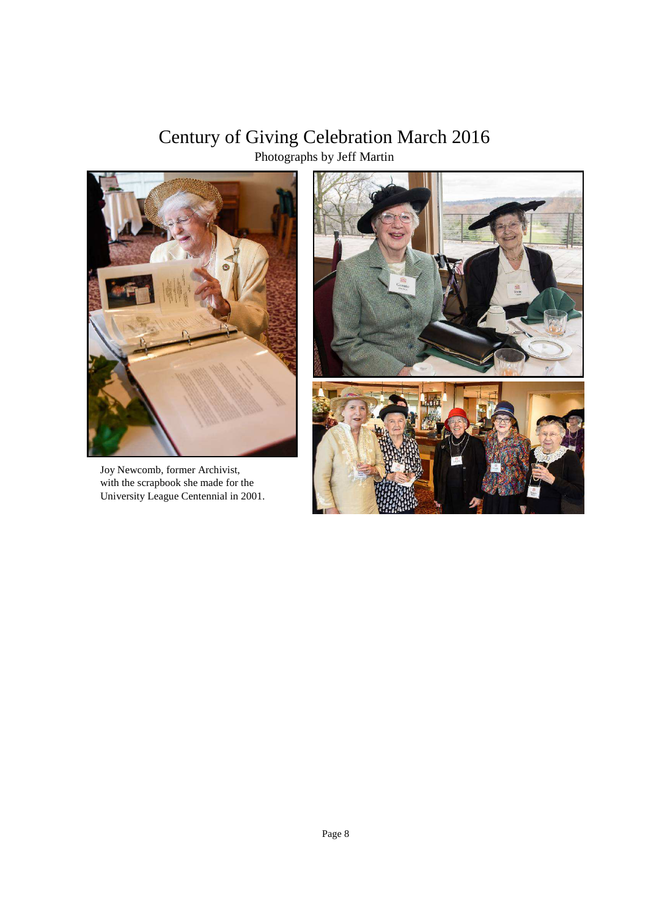# Century of Giving Celebration March 2016

Photographs by Jeff Martin

Joy Newcomb, former Archivist, with the scrapbook she made for the University League Centennial in 2001.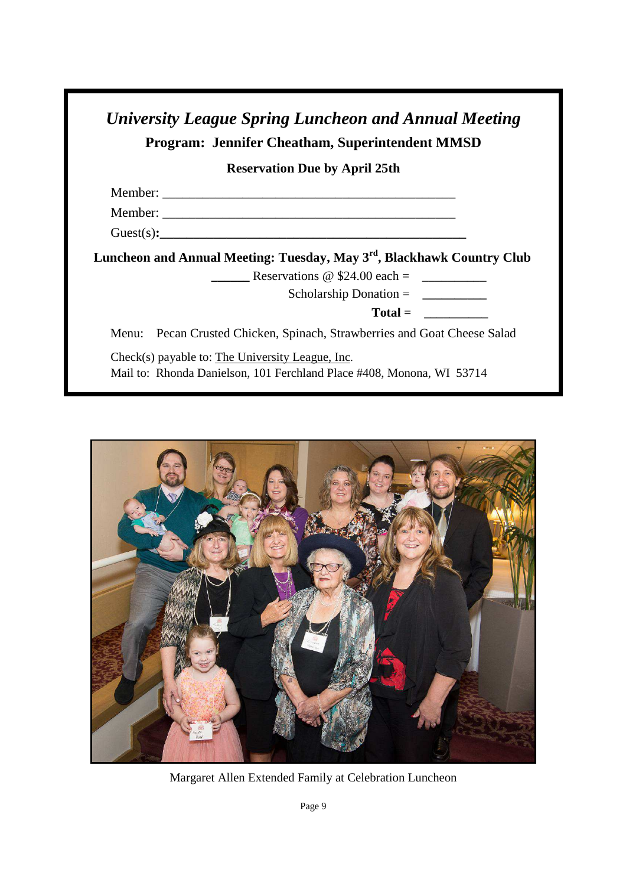## *University League Spring Luncheon and Annual Meeting*

**Program: Jennifer Cheatham, Superintendent MMSD**

**Reservation Due by April 25th**

Member: ____________________________________________

Member: ____________________________________________

Guest(s): ____________________________________________

**Luncheon and Annual Meeting: Tuesday, May 3rd, Blackhawk Country Club**

______ Reservations @ $24.00 each = __________

Scholarship Donation = __________

**Total =** __________

Menu: Pecan Crusted Chicken, Spinach, Strawberries and Goat Cheese Salad

Check(s) payable to: The University League, Inc.

Mail to: Rhonda Danielson, 101 Ferchland Place #408, Monona, WI 53714

Margaret Allen Extended Family at Celebration Luncheon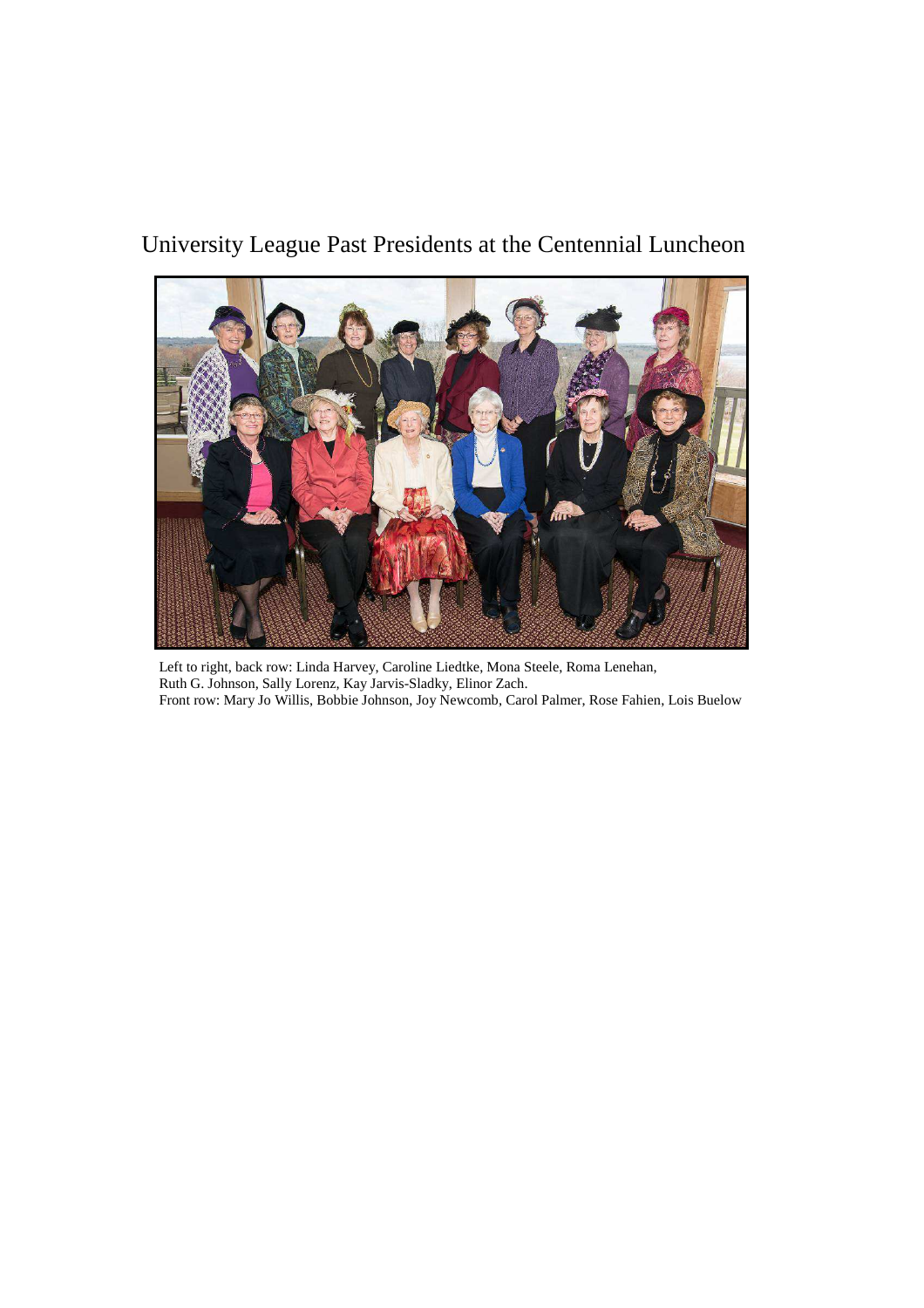University League Past Presidents at the Centennial Luncheon

Left to right, back row: Linda Harvey, Caroline Liedtke, Mona Steele, Roma Lenehan, Ruth G. Johnson, Sally Lorenz, Kay Jarvis-Sladky, Elinor Zach.
Front row: Mary Jo Willis, Bobbie Johnson, Joy Newcomb, Carol Palmer, Rose Fahien, Lois Buelow